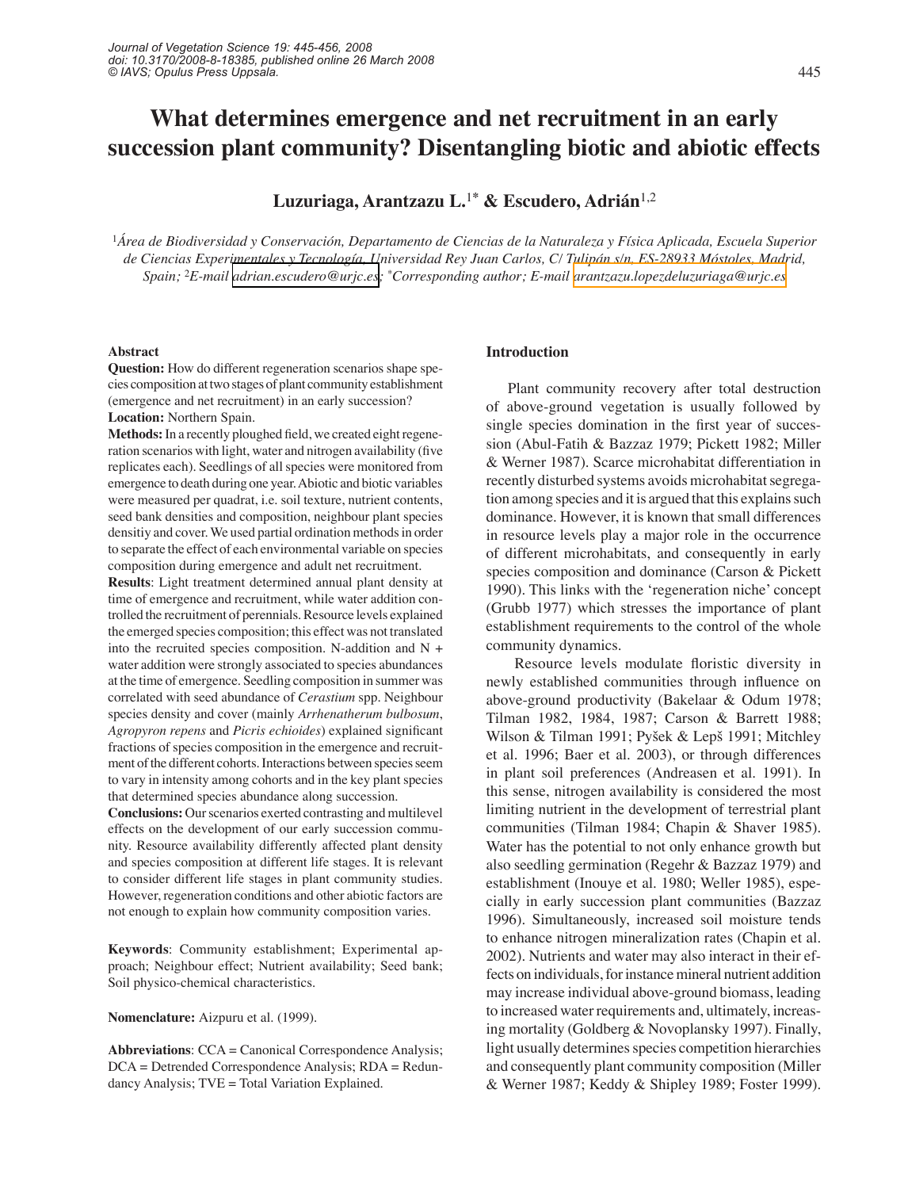# What determines emergence and net recruitment in an early succession plant community? Disentangling biotic and abiotic effects

**Luzuriaga, Arantzazu L.[1*] & Escudero, Adrián[1,2]**

[1]*Área de Biodiversidad y Conservación, Departamento de Ciencias de la Naturaleza y Física Aplicada, Escuela Superior de Ciencias Experimentales y Tecnología, Universidad Rey Juan Carlos, C/ Tulipán s/n, ES-28933 Móstoles, Madrid, Spain;* [2]*E-mail adrian.escudero@urjc.es;* [*]*Corresponding author; E-mail arantzazu.lopezdeluzuriaga@urjc.es*

## Abstract

**Question:** How do different regeneration scenarios shape species composition at two stages of plant community establishment (emergence and net recruitment) in an early succession?

**Location:** Northern Spain.

**Methods:** In a recently ploughed field, we created eight regeneration scenarios with light, water and nitrogen availability (five replicates each). Seedlings of all species were monitored from emergence to death during one year. Abiotic and biotic variables were measured per quadrat, i.e. soil texture, nutrient contents, seed bank densities and composition, neighbour plant species densitiy and cover. We used partial ordination methods in order to separate the effect of each environmental variable on species composition during emergence and adult net recruitment.

**Results**: Light treatment determined annual plant density at time of emergence and recruitment, while water addition controlled the recruitment of perennials. Resource levels explained the emerged species composition; this effect was not translated into the recruited species composition. N-addition and N + water addition were strongly associated to species abundances at the time of emergence. Seedling composition in summer was correlated with seed abundance of *Cerastium* spp. Neighbour species density and cover (mainly *Arrhenatherum bulbosum*, *Agropyron repens* and *Picris echioides*) explained significant fractions of species composition in the emergence and recruitment of the different cohorts. Interactions between species seem to vary in intensity among cohorts and in the key plant species that determined species abundance along succession.

**Conclusions:** Our scenarios exerted contrasting and multilevel effects on the development of our early succession community. Resource availability differently affected plant density and species composition at different life stages. It is relevant to consider different life stages in plant community studies. However, regeneration conditions and other abiotic factors are not enough to explain how community composition varies.

**Keywords**: Community establishment; Experimental approach; Neighbour effect; Nutrient availability; Seed bank; Soil physico-chemical characteristics.

**Nomenclature:** Aizpuru et al. (1999).

**Abbreviations**: CCA = Canonical Correspondence Analysis; DCA = Detrended Correspondence Analysis; RDA = Redundancy Analysis; TVE = Total Variation Explained.

## Introduction

Plant community recovery after total destruction of above-ground vegetation is usually followed by single species domination in the first year of succession (Abul-Fatih & Bazzaz 1979; Pickett 1982; Miller & Werner 1987). Scarce microhabitat differentiation in recently disturbed systems avoids microhabitat segregation among species and it is argued that this explains such dominance. However, it is known that small differences in resource levels play a major role in the occurrence of different microhabitats, and consequently in early species composition and dominance (Carson & Pickett 1990). This links with the 'regeneration niche' concept (Grubb 1977) which stresses the importance of plant establishment requirements to the control of the whole community dynamics.

Resource levels modulate floristic diversity in newly established communities through influence on above-ground productivity (Bakelaar & Odum 1978; Tilman 1982, 1984, 1987; Carson & Barrett 1988; Wilson & Tilman 1991; Pyšek & Lepš 1991; Mitchley et al. 1996; Baer et al. 2003), or through differences in plant soil preferences (Andreasen et al. 1991). In this sense, nitrogen availability is considered the most limiting nutrient in the development of terrestrial plant communities (Tilman 1984; Chapin & Shaver 1985). Water has the potential to not only enhance growth but also seedling germination (Regehr & Bazzaz 1979) and establishment (Inouye et al. 1980; Weller 1985), especially in early succession plant communities (Bazzaz 1996). Simultaneously, increased soil moisture tends to enhance nitrogen mineralization rates (Chapin et al. 2002). Nutrients and water may also interact in their effects on individuals, for instance mineral nutrient addition may increase individual above-ground biomass, leading to increased water requirements and, ultimately, increasing mortality (Goldberg & Novoplansky 1997). Finally, light usually determines species competition hierarchies and consequently plant community composition (Miller & Werner 1987; Keddy & Shipley 1989; Foster 1999).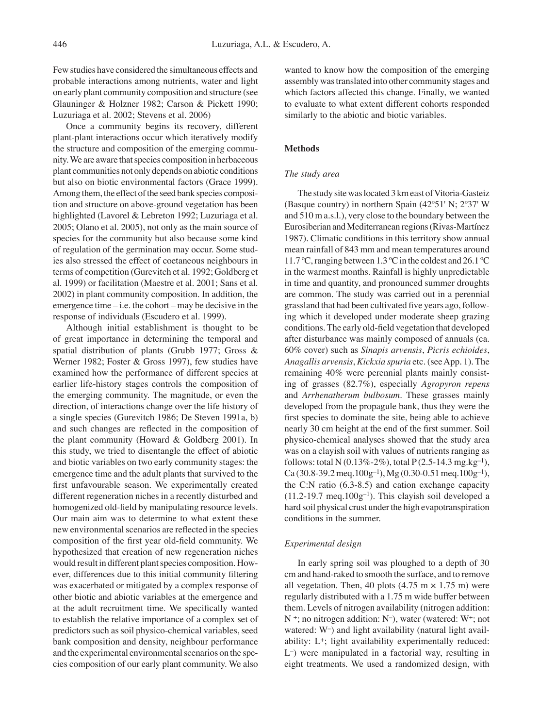Few studies have considered the simultaneous effects and probable interactions among nutrients, water and light on early plant community composition and structure (see Glauninger & Holzner 1982; Carson & Pickett 1990; Luzuriaga et al. 2002; Stevens et al. 2006)

Once a community begins its recovery, different plant-plant interactions occur which iteratively modify the structure and composition of the emerging community. We are aware that species composition in herbaceous plant communities not only depends on abiotic conditions but also on biotic environmental factors (Grace 1999). Among them, the effect of the seed bank species composition and structure on above-ground vegetation has been highlighted (Lavorel & Lebreton 1992; Luzuriaga et al. 2005; Olano et al. 2005), not only as the main source of species for the community but also because some kind of regulation of the germination may occur. Some studies also stressed the effect of coetaneous neighbours in terms of competition (Gurevitch et al. 1992; Goldberg et al. 1999) or facilitation (Maestre et al. 2001; Sans et al. 2002) in plant community composition. In addition, the emergence time – i.e. the cohort – may be decisive in the response of individuals (Escudero et al. 1999).

Although initial establishment is thought to be of great importance in determining the temporal and spatial distribution of plants (Grubb 1977; Gross & Werner 1982; Foster & Gross 1997), few studies have examined how the performance of different species at earlier life-history stages controls the composition of the emerging community. The magnitude, or even the direction, of interactions change over the life history of a single species (Gurevitch 1986; De Steven 1991a, b) and such changes are reflected in the composition of the plant community (Howard & Goldberg 2001). In this study, we tried to disentangle the effect of abiotic and biotic variables on two early community stages: the emergence time and the adult plants that survived to the first unfavourable season. We experimentally created different regeneration niches in a recently disturbed and homogenized old-field by manipulating resource levels. Our main aim was to determine to what extent these new environmental scenarios are reflected in the species composition of the first year old-field community. We hypothesized that creation of new regeneration niches would result in different plant species composition. However, differences due to this initial community filtering was exacerbated or mitigated by a complex response of other biotic and abiotic variables at the emergence and at the adult recruitment time. We specifically wanted to establish the relative importance of a complex set of predictors such as soil physico-chemical variables, seed bank composition and density, neighbour performance and the experimental environmental scenarios on the species composition of our early plant community. We also wanted to know how the composition of the emerging assembly was translated into other community stages and which factors affected this change. Finally, we wanted to evaluate to what extent different cohorts responded similarly to the abiotic and biotic variables.

## Methods

### *The study area*

The study site was located 3 km east of Vitoria-Gasteiz (Basque country) in northern Spain (42º51' N; 2º37' W and 510 m a.s.l.), very close to the boundary between the Eurosiberian and Mediterranean regions (Rivas-Martínez 1987). Climatic conditions in this territory show annual mean rainfall of 843 mm and mean temperatures around 11.7 ºC, ranging between 1.3 ºC in the coldest and 26.1 ºC in the warmest months. Rainfall is highly unpredictable in time and quantity, and pronounced summer droughts are common. The study was carried out in a perennial grassland that had been cultivated five years ago, following which it developed under moderate sheep grazing conditions. The early old-field vegetation that developed after disturbance was mainly composed of annuals (ca. 60% cover) such as *Sinapis arvensis*, *Picris echioides*, *Anagallis arvensis*, *Kickxia spuria* etc. (see App. 1). The remaining 40% were perennial plants mainly consisting of grasses (82.7%), especially *Agropyron repens* and *Arrhenatherum bulbosum*. These grasses mainly developed from the propagule bank, thus they were the first species to dominate the site, being able to achieve nearly 30 cm height at the end of the first summer. Soil physico-chemical analyses showed that the study area was on a clayish soil with values of nutrients ranging as follows: total N (0.13%-2%), total P (2.5-14.3 $mg.kg^{-1}$), Ca (30.8-39.2 $meq.100g^{-1}$), Mg (0.30-0.51 $meq.100g^{-1}$), the C:N ratio (6.3-8.5) and cation exchange capacity (11.2-19.7 $meq.100g^{-1}$). This clayish soil developed a hard soil physical crust under the high evapotranspiration conditions in the summer.

### *Experimental design*

In early spring soil was ploughed to a depth of 30 cm and hand-raked to smooth the surface, and to remove all vegetation. Then, 40 plots (4.75 m × 1.75 m) were regularly distributed with a 1.75 m wide buffer between them. Levels of nitrogen availability (nitrogen addition: $N^+$; no nitrogen addition: $N^-$), water (watered: $W^+$; not watered: $W^-$) and light availability (natural light availability: $L^+$; light availability experimentally reduced: $L^-$) were manipulated in a factorial way, resulting in eight treatments. We used a randomized design, with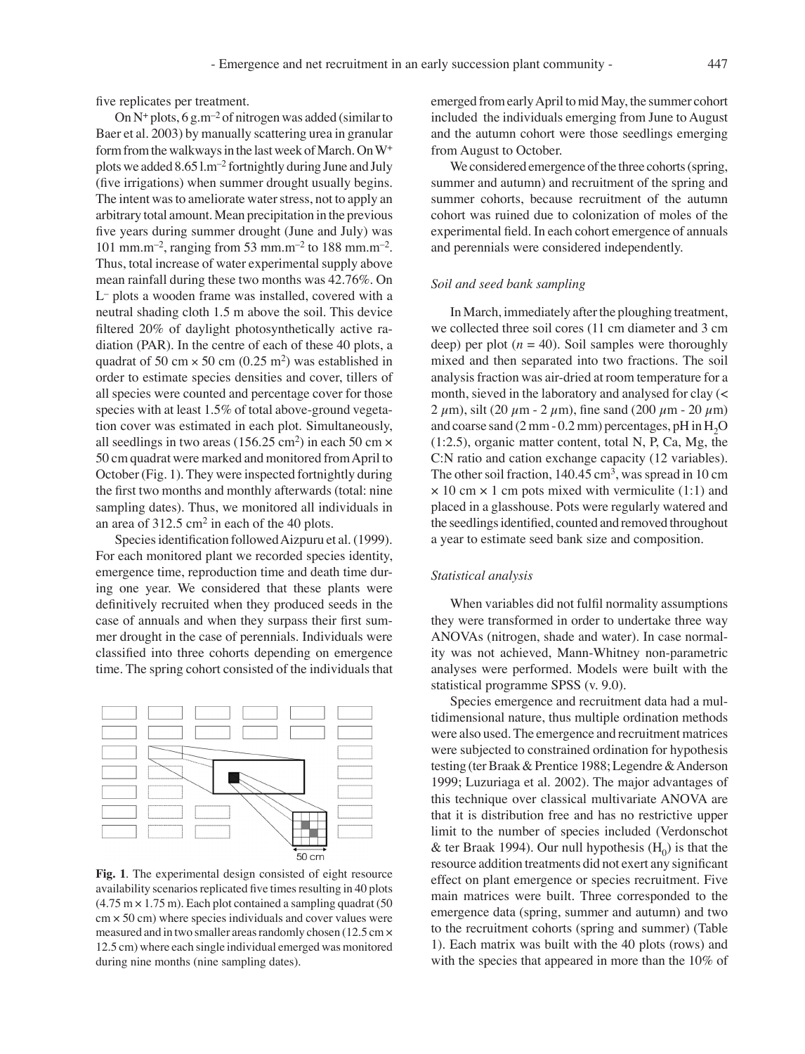five replicates per treatment.

On $N^+$ plots, 6 g.m$^{-2}$ of nitrogen was added (similar to Baer et al. 2003) by manually scattering urea in granular form from the walkways in the last week of March. On $W^+$ plots we added 8.65 l.m$^{-2}$ fortnightly during June and July (five irrigations) when summer drought usually begins. The intent was to ameliorate water stress, not to apply an arbitrary total amount. Mean precipitation in the previous five years during summer drought (June and July) was 101 mm.m$^{-2}$, ranging from 53 mm.m$^{-2}$ to 188 mm.m$^{-2}$. Thus, total increase of water experimental supply above mean rainfall during these two months was 42.76%. On $L^-$ plots a wooden frame was installed, covered with a neutral shading cloth 1.5 m above the soil. This device filtered 20% of daylight photosynthetically active radiation (PAR). In the centre of each of these 40 plots, a quadrat of 50 cm × 50 cm (0.25 m$^2$) was established in order to estimate species densities and cover, tillers of all species were counted and percentage cover for those species with at least 1.5% of total above-ground vegetation cover was estimated in each plot. Simultaneously, all seedlings in two areas (156.25 cm$^2$) in each 50 cm × 50 cm quadrat were marked and monitored from April to October (Fig. 1). They were inspected fortnightly during the first two months and monthly afterwards (total: nine sampling dates). Thus, we monitored all individuals in an area of 312.5 cm$^2$ in each of the 40 plots.

Species identification followed Aizpuru et al. (1999). For each monitored plant we recorded species identity, emergence time, reproduction time and death time during one year. We considered that these plants were definitively recruited when they produced seeds in the case of annuals and when they surpass their first summer drought in the case of perennials. Individuals were classified into three cohorts depending on emergence time. The spring cohort consisted of the individuals that emerged from early April to mid May, the summer cohort included the individuals emerging from June to August and the autumn cohort were those seedlings emerging from August to October.

**Fig. 1**. The experimental design consisted of eight resource availability scenarios replicated five times resulting in 40 plots (4.75 m × 1.75 m). Each plot contained a sampling quadrat (50 cm × 50 cm) where species individuals and cover values were measured and in two smaller areas randomly chosen (12.5 cm × 12.5 cm) where each single individual emerged was monitored during nine months (nine sampling dates).

We considered emergence of the three cohorts (spring, summer and autumn) and recruitment of the spring and summer cohorts, because recruitment of the autumn cohort was ruined due to colonization of moles of the experimental field. In each cohort emergence of annuals and perennials were considered independently.

### *Soil and seed bank sampling*

In March, immediately after the ploughing treatment, we collected three soil cores (11 cm diameter and 3 cm deep) per plot ($n$ = 40). Soil samples were thoroughly mixed and then separated into two fractions. The soil analysis fraction was air-dried at room temperature for a month, sieved in the laboratory and analysed for clay (< 2 $\mu$m), silt (20 $\mu$m - 2 $\mu$m), fine sand (200 $\mu$m - 20 $\mu$m) and coarse sand (2 mm - 0.2 mm) percentages, pH in $H_2O$ (1:2.5), organic matter content, total N, P, Ca, Mg, the C:N ratio and cation exchange capacity (12 variables). The other soil fraction, 140.45 cm$^3$, was spread in 10 cm × 10 cm × 1 cm pots mixed with vermiculite (1:1) and placed in a glasshouse. Pots were regularly watered and the seedlings identified, counted and removed throughout a year to estimate seed bank size and composition.

### *Statistical analysis*

When variables did not fulfil normality assumptions they were transformed in order to undertake three way ANOVAs (nitrogen, shade and water). In case normality was not achieved, Mann-Whitney non-parametric analyses were performed. Models were built with the statistical programme SPSS (v. 9.0).

Species emergence and recruitment data had a multidimensional nature, thus multiple ordination methods were also used. The emergence and recruitment matrices were subjected to constrained ordination for hypothesis testing (ter Braak & Prentice 1988; Legendre & Anderson 1999; Luzuriaga et al. 2002). The major advantages of this technique over classical multivariate ANOVA are that it is distribution free and has no restrictive upper limit to the number of species included (Verdonschot & ter Braak 1994). Our null hypothesis ($H_0$) is that the resource addition treatments did not exert any significant effect on plant emergence or species recruitment. Five main matrices were built. Three corresponded to the emergence data (spring, summer and autumn) and two to the recruitment cohorts (spring and summer) (Table 1). Each matrix was built with the 40 plots (rows) and with the species that appeared in more than the 10% of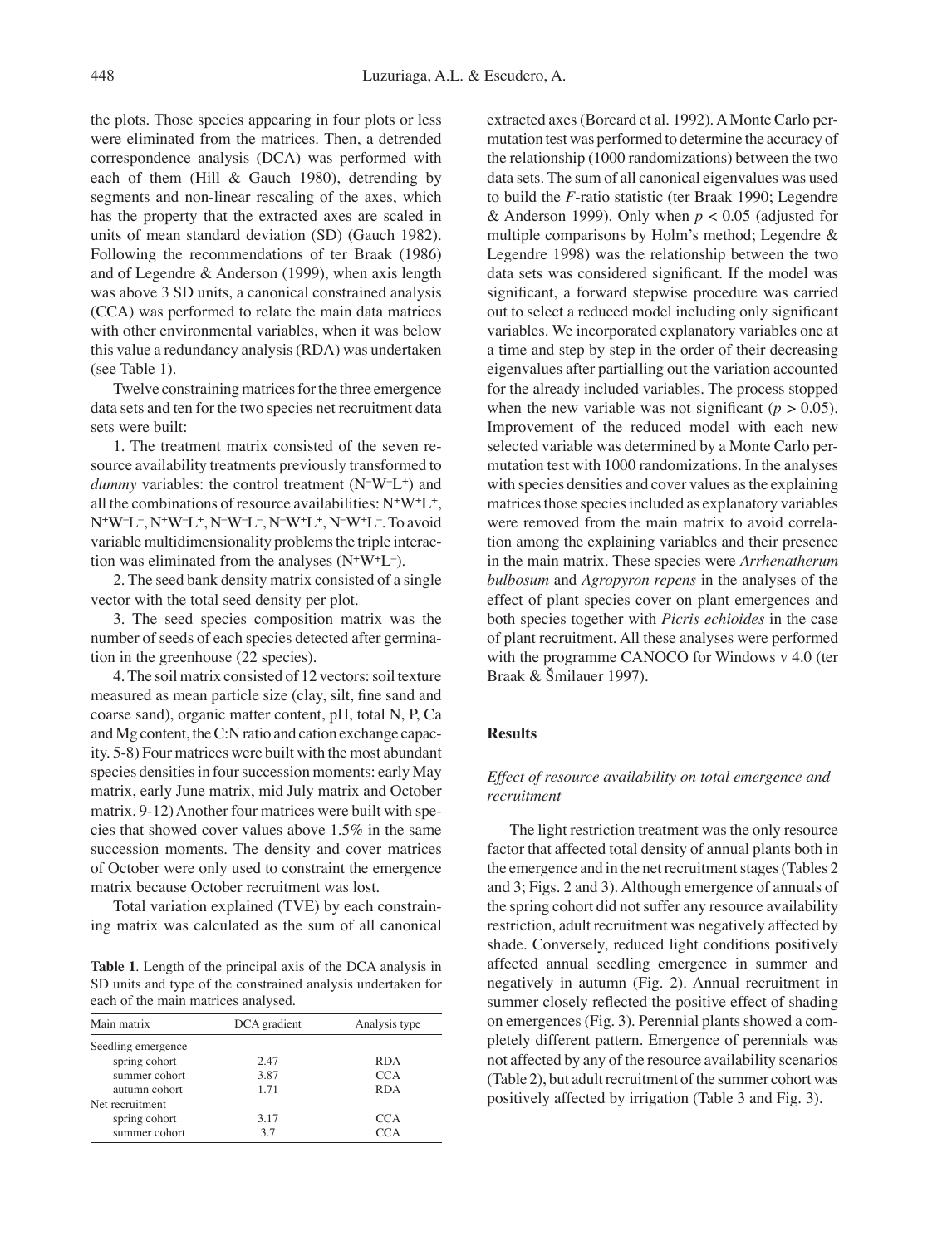the plots. Those species appearing in four plots or less were eliminated from the matrices. Then, a detrended correspondence analysis (DCA) was performed with each of them (Hill & Gauch 1980), detrending by segments and non-linear rescaling of the axes, which has the property that the extracted axes are scaled in units of mean standard deviation (SD) (Gauch 1982). Following the recommendations of ter Braak (1986) and of Legendre & Anderson (1999), when axis length was above 3 SD units, a canonical constrained analysis (CCA) was performed to relate the main data matrices with other environmental variables, when it was below this value a redundancy analysis (RDA) was undertaken (see Table 1).

Twelve constraining matrices for the three emergence data sets and ten for the two species net recruitment data sets were built:

1. The treatment matrix consisted of the seven resource availability treatments previously transformed to *dummy* variables: the control treatment ($N^-W^-L^+$) and all the combinations of resource availabilities: $N^+W^+L^+$, $N^+W^-L^-$, $N^+W^-L^+$, $N^-W^-L^-$, $N^-W^+L^+$, $N^-W^+L^-$. To avoid variable multidimensionality problems the triple interaction was eliminated from the analyses ($N^+W^+L^-$).

2. The seed bank density matrix consisted of a single vector with the total seed density per plot.

3. The seed species composition matrix was the number of seeds of each species detected after germination in the greenhouse (22 species).

4. The soil matrix consisted of 12 vectors: soil texture measured as mean particle size (clay, silt, fine sand and coarse sand), organic matter content, pH, total N, P, Ca and Mg content, the C:N ratio and cation exchange capacity. 5-8) Four matrices were built with the most abundant species densities in four succession moments: early May matrix, early June matrix, mid July matrix and October matrix. 9-12) Another four matrices were built with species that showed cover values above 1.5% in the same succession moments. The density and cover matrices of October were only used to constraint the emergence matrix because October recruitment was lost.

Total variation explained (TVE) by each constraining matrix was calculated as the sum of all canonical extracted axes (Borcard et al. 1992). A Monte Carlo permutation test was performed to determine the accuracy of the relationship (1000 randomizations) between the two data sets. The sum of all canonical eigenvalues was used to build the *F*-ratio statistic (ter Braak 1990; Legendre & Anderson 1999). Only when $p < 0.05$ (adjusted for multiple comparisons by Holm's method; Legendre & Legendre 1998) was the relationship between the two data sets was considered significant. If the model was significant, a forward stepwise procedure was carried out to select a reduced model including only significant variables. We incorporated explanatory variables one at a time and step by step in the order of their decreasing eigenvalues after partialling out the variation accounted for the already included variables. The process stopped when the new variable was not significant ($p > 0.05$). Improvement of the reduced model with each new selected variable was determined by a Monte Carlo permutation test with 1000 randomizations. In the analyses with species densities and cover values as the explaining matrices those species included as explanatory variables were removed from the main matrix to avoid correlation among the explaining variables and their presence in the main matrix. These species were *Arrhenatherum bulbosum* and *Agropyron repens* in the analyses of the effect of plant species cover on plant emergences and both species together with *Picris echioides* in the case of plant recruitment. All these analyses were performed with the programme CANOCO for Windows v 4.0 (ter Braak & Šmilauer 1997).

**Table 1**. Length of the principal axis of the DCA analysis in SD units and type of the constrained analysis undertaken for each of the main matrices analysed.

| Main matrix | DCA gradient | Analysis type |
|---|---|---|
| Seedling emergence | | |
| spring cohort | 2.47 | RDA |
| summer cohort | 3.87 | CCA |
| autumn cohort | 1.71 | RDA |
| Net recruitment | | |
| spring cohort | 3.17 | CCA |
| summer cohort | 3.7 | CCA |

## Results

### *Effect of resource availability on total emergence and recruitment*

The light restriction treatment was the only resource factor that affected total density of annual plants both in the emergence and in the net recruitment stages (Tables 2 and 3; Figs. 2 and 3). Although emergence of annuals of the spring cohort did not suffer any resource availability restriction, adult recruitment was negatively affected by shade. Conversely, reduced light conditions positively affected annual seedling emergence in summer and negatively in autumn (Fig. 2). Annual recruitment in summer closely reflected the positive effect of shading on emergences (Fig. 3). Perennial plants showed a completely different pattern. Emergence of perennials was not affected by any of the resource availability scenarios (Table 2), but adult recruitment of the summer cohort was positively affected by irrigation (Table 3 and Fig. 3).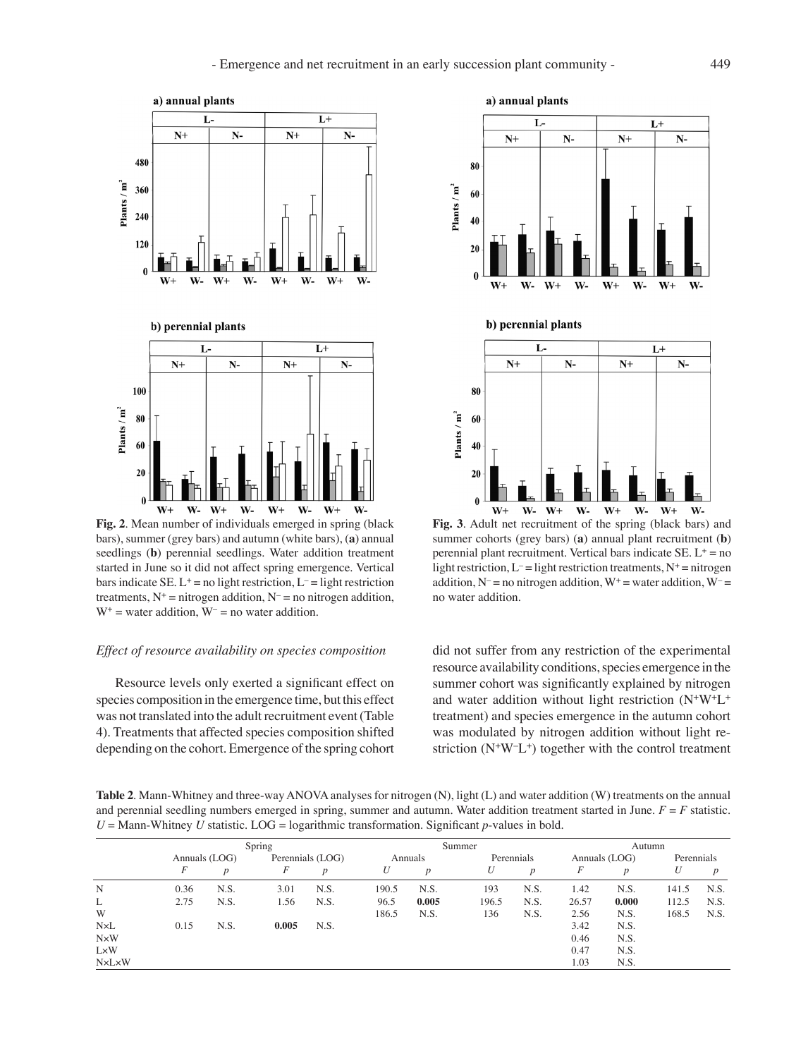**Fig. 2**. Mean number of individuals emerged in spring (black bars), summer (grey bars) and autumn (white bars), (**a**) annual seedlings (**b**) perennial seedlings. Water addition treatment started in June so it did not affect spring emergence. Vertical bars indicate SE. $L^+$ = no light restriction, $L^-$ = light restriction treatments, $N^+$ = nitrogen addition, $N^-$ = no nitrogen addition, $W^+$ = water addition, $W^-$ = no water addition.

**Fig. 3**. Adult net recruitment of the spring (black bars) and summer cohorts (grey bars) (**a**) annual plant recruitment (**b**) perennial plant recruitment. Vertical bars indicate SE. $L^+$ = no light restriction, $L^-$ = light restriction treatments, $N^+$ = nitrogen addition, $N^-$ = no nitrogen addition, $W^+$ = water addition, $W^-$ = no water addition.

### *Effect of resource availability on species composition*

Resource levels only exerted a significant effect on species composition in the emergence time, but this effect was not translated into the adult recruitment event (Table 4). Treatments that affected species composition shifted depending on the cohort. Emergence of the spring cohort did not suffer from any restriction of the experimental resource availability conditions, species emergence in the summer cohort was significantly explained by nitrogen and water addition without light restriction ($N^+W^+L^+$ treatment) and species emergence in the autumn cohort was modulated by nitrogen addition without light restriction ($N^+W^-L^+$) together with the control treatment

**Table 2**. Mann-Whitney and three-way ANOVA analyses for nitrogen (N), light (L) and water addition (W) treatments on the annual and perennial seedling numbers emerged in spring, summer and autumn. Water addition treatment started in June. $F$ = $F$ statistic. $U$ = Mann-Whitney $U$ statistic. LOG = logarithmic transformation. Significant $p$-values in bold.

| | Spring | | | | Summer | | | | Autumn | | | |
|---|---|---|---|---|---|---|---|---|---|---|---|---|
| | Annuals (LOG) | | Perennials (LOG) | | Annuals | | Perennials | | Annuals (LOG) | | Perennials | |
| | $F$ | $p$ | $F$ | $p$ | $U$ | $p$ | $U$ | $p$ | $F$ | $p$ | $U$ | $p$ |
| N | 0.36 | N.S. | 3.01 | N.S. | 190.5 | N.S. | 193 | N.S. | 1.42 | N.S. | 141.5 | N.S. |
| L | 2.75 | N.S. | 1.56 | N.S. | 96.5 | **0.005** | 196.5 | N.S. | 26.57 | **0.000** | 112.5 | N.S. |
| W | | | | | 186.5 | N.S. | 136 | N.S. | 2.56 | N.S. | 168.5 | N.S. |
| N×L | 0.15 | N.S. | **0.005** | N.S. | | | | | 3.42 | N.S. | | |
| N×W | | | | | | | | | 0.46 | N.S. | | |
| L×W | | | | | | | | | 0.47 | N.S. | | |
| N×L×W | | | | | | | | | 1.03 | N.S. | | |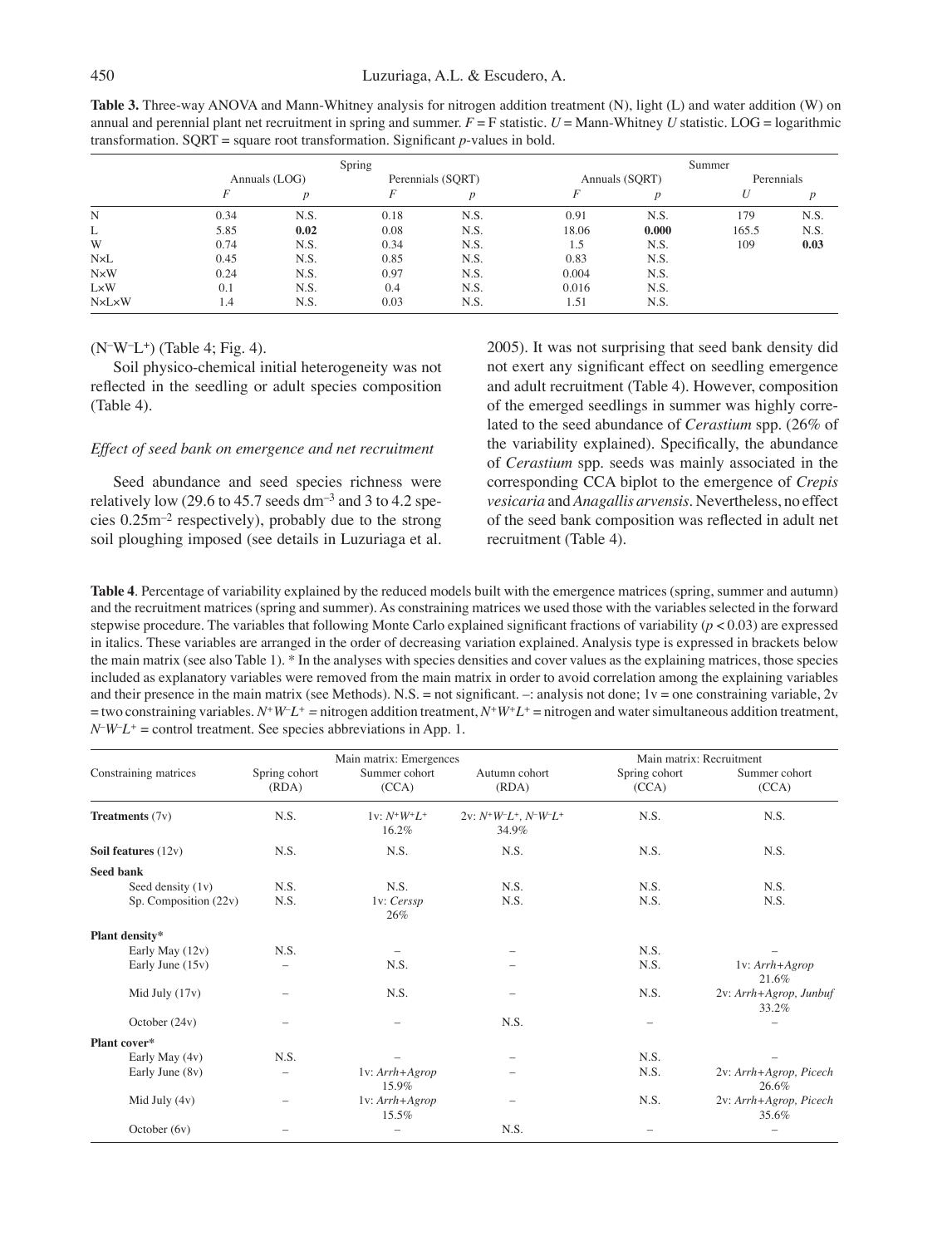**Table 3.** Three-way ANOVA and Mann-Whitney analysis for nitrogen addition treatment (N), light (L) and water addition (W) on annual and perennial plant net recruitment in spring and summer. $F$ = F statistic. $U$ = Mann-Whitney $U$ statistic. LOG = logarithmic transformation. SQRT = square root transformation. Significant $p$-values in bold.

| | Spring | | | | Summer | | | |
|---|---|---|---|---|---|---|---|---|
| | Annuals (LOG) | | Perennials (SQRT) | | Annuals (SQRT) | | Perennials | |
| | $F$ | $p$ | $F$ | $p$ | $F$ | $p$ | $U$ | $p$ |
| N | 0.34 | N.S. | 0.18 | N.S. | 0.91 | N.S. | 179 | N.S. |
| L | 5.85 | **0.02** | 0.08 | N.S. | 18.06 | **0.000** | 165.5 | N.S. |
| W | 0.74 | N.S. | 0.34 | N.S. | 1.5 | N.S. | 109 | **0.03** |
| N×L | 0.45 | N.S. | 0.85 | N.S. | 0.83 | N.S. | | |
| N×W | 0.24 | N.S. | 0.97 | N.S. | 0.004 | N.S. | | |
| L×W | 0.1 | N.S. | 0.4 | N.S. | 0.016 | N.S. | | |
| N×L×W | 1.4 | N.S. | 0.03 | N.S. | 1.51 | N.S. | | |

($N^-W^-L^+$) (Table 4; Fig. 4).

Soil physico-chemical initial heterogeneity was not reflected in the seedling or adult species composition (Table 4).

### *Effect of seed bank on emergence and net recruitment*

Seed abundance and seed species richness were relatively low (29.6 to 45.7 seeds $dm^{-3}$ and 3 to 4.2 species $0.25m^{-2}$ respectively), probably due to the strong soil ploughing imposed (see details in Luzuriaga et al. 2005). It was not surprising that seed bank density did not exert any significant effect on seedling emergence and adult recruitment (Table 4). However, composition of the emerged seedlings in summer was highly correlated to the seed abundance of *Cerastium* spp. (26% of the variability explained). Specifically, the abundance of *Cerastium* spp. seeds was mainly associated in the corresponding CCA biplot to the emergence of *Crepis vesicaria* and *Anagallis arvensis*. Nevertheless, no effect of the seed bank composition was reflected in adult net recruitment (Table 4).

**Table 4**. Percentage of variability explained by the reduced models built with the emergence matrices (spring, summer and autumn) and the recruitment matrices (spring and summer). As constraining matrices we used those with the variables selected in the forward stepwise procedure. The variables that following Monte Carlo explained significant fractions of variability ($p < 0.03$) are expressed in italics. These variables are arranged in the order of decreasing variation explained. Analysis type is expressed in brackets below the main matrix (see also Table 1). * In the analyses with species densities and cover values as the explaining matrices, those species included as explanatory variables were removed from the main matrix in order to avoid correlation among the explaining variables and their presence in the main matrix (see Methods). N.S. = not significant. –: analysis not done; 1v = one constraining variable, 2v = two constraining variables. $N^+W^-L^+$ = nitrogen addition treatment, $N^+W^+L^+$ = nitrogen and water simultaneous addition treatment, $N^-W^-L^+$ = control treatment. See species abbreviations in App. 1.

| Constraining matrices | Main matrix: Emergences | | | Main matrix: Recruitment | |
|---|---|---|---|---|---|
| | Spring cohort (RDA) | Summer cohort (CCA) | Autumn cohort (RDA) | Spring cohort (CCA) | Summer cohort (CCA) |
| **Treatments** (7v) | N.S. | 1v: *$N^+W^+L^+$* 16.2% | 2v: *$N^+W^-L^+$, $N^-W^-L^+$* 34.9% | N.S. | N.S. |
| **Soil features** (12v) | N.S. | N.S. | N.S. | N.S. | N.S. |
| **Seed bank** | | | | | |
| Seed density (1v) | N.S. | N.S. | N.S. | N.S. | N.S. |
| Sp. Composition (22v) | N.S. | 1v: *Cerssp* 26% | N.S. | N.S. | N.S. |
| **Plant density*** | | | | | |
| Early May (12v) | N.S. | – | – | N.S. | – |
| Early June (15v) | – | N.S. | – | N.S. | 1v: *Arrh+Agrop* 21.6% |
| Mid July (17v) | – | N.S. | – | N.S. | 2v: *Arrh+Agrop, Junbuf* 33.2% |
| October (24v) | – | – | N.S. | – | – |
| **Plant cover*** | | | | | |
| Early May (4v) | N.S. | – | – | N.S. | – |
| Early June (8v) | – | 1v: *Arrh+Agrop* 15.9% | – | N.S. | 2v: *Arrh+Agrop, Picech* 26.6% |
| Mid July (4v) | – | 1v: *Arrh+Agrop* 15.5% | – | N.S. | 2v: *Arrh+Agrop, Picech* 35.6% |
| October (6v) | – | – | N.S. | – | – |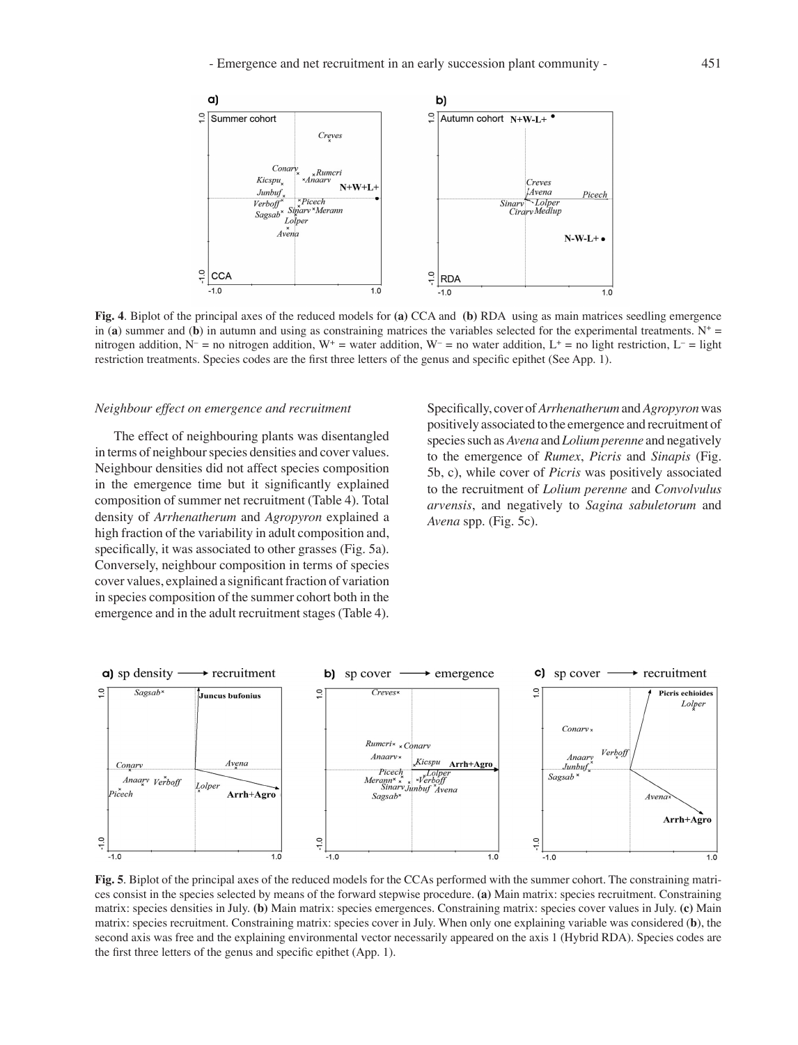**Fig. 4**. Biplot of the principal axes of the reduced models for **(a)** CCA and **(b)** RDA using as main matrices seedling emergence in (**a**) summer and (**b**) in autumn and using as constraining matrices the variables selected for the experimental treatments. $N^+$ = nitrogen addition, $N^-$ = no nitrogen addition, $W^+$ = water addition, $W^-$ = no water addition, $L^+$ = no light restriction, $L^-$ = light restriction treatments. Species codes are the first three letters of the genus and specific epithet (See App. 1).

### *Neighbour effect on emergence and recruitment*

The effect of neighbouring plants was disentangled in terms of neighbour species densities and cover values. Neighbour densities did not affect species composition in the emergence time but it significantly explained composition of summer net recruitment (Table 4). Total density of *Arrhenatherum* and *Agropyron* explained a high fraction of the variability in adult composition and, specifically, it was associated to other grasses (Fig. 5a). Conversely, neighbour composition in terms of species cover values, explained a significant fraction of variation in species composition of the summer cohort both in the emergence and in the adult recruitment stages (Table 4). Specifically, cover of *Arrhenatherum* and *Agropyron* was positively associated to the emergence and recruitment of species such as *Avena* and *Lolium perenne* and negatively to the emergence of *Rumex*, *Picris* and *Sinapis* (Fig. 5b, c), while cover of *Picris* was positively associated to the recruitment of *Lolium perenne* and *Convolvulus arvensis*, and negatively to *Sagina sabuletorum* and *Avena* spp. (Fig. 5c).

**Fig. 5**. Biplot of the principal axes of the reduced models for the CCAs performed with the summer cohort. The constraining matrices consist in the species selected by means of the forward stepwise procedure. **(a)** Main matrix: species recruitment. Constraining matrix: species densities in July. **(b)** Main matrix: species emergences. Constraining matrix: species cover values in July. **(c)** Main matrix: species recruitment. Constraining matrix: species cover in July. When only one explaining variable was considered (**b**), the second axis was free and the explaining environmental vector necessarily appeared on the axis 1 (Hybrid RDA). Species codes are the first three letters of the genus and specific epithet (App. 1).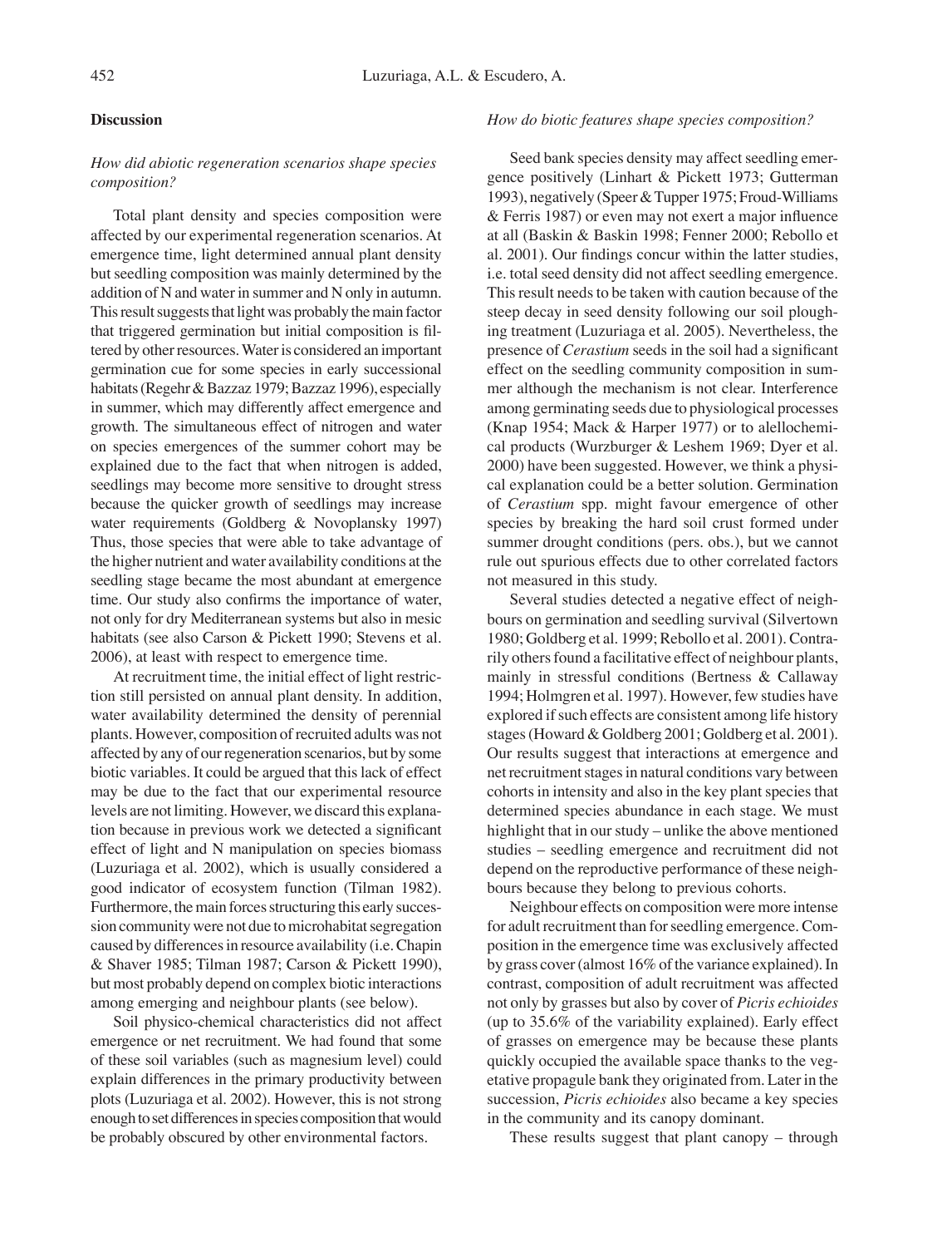## Discussion

### *How did abiotic regeneration scenarios shape species composition?*

Total plant density and species composition were affected by our experimental regeneration scenarios. At emergence time, light determined annual plant density but seedling composition was mainly determined by the addition of N and water in summer and N only in autumn. This result suggests that light was probably the main factor that triggered germination but initial composition is filtered by other resources. Water is considered an important germination cue for some species in early successional habitats (Regehr & Bazzaz 1979; Bazzaz 1996), especially in summer, which may differently affect emergence and growth. The simultaneous effect of nitrogen and water on species emergences of the summer cohort may be explained due to the fact that when nitrogen is added, seedlings may become more sensitive to drought stress because the quicker growth of seedlings may increase water requirements (Goldberg & Novoplansky 1997) Thus, those species that were able to take advantage of the higher nutrient and water availability conditions at the seedling stage became the most abundant at emergence time. Our study also confirms the importance of water, not only for dry Mediterranean systems but also in mesic habitats (see also Carson & Pickett 1990; Stevens et al. 2006), at least with respect to emergence time.

At recruitment time, the initial effect of light restriction still persisted on annual plant density. In addition, water availability determined the density of perennial plants. However, composition of recruited adults was not affected by any of our regeneration scenarios, but by some biotic variables. It could be argued that this lack of effect may be due to the fact that our experimental resource levels are not limiting. However, we discard this explanation because in previous work we detected a significant effect of light and N manipulation on species biomass (Luzuriaga et al. 2002), which is usually considered a good indicator of ecosystem function (Tilman 1982). Furthermore, the main forces structuring this early succession community were not due to microhabitat segregation caused by differences in resource availability (i.e. Chapin & Shaver 1985; Tilman 1987; Carson & Pickett 1990), but most probably depend on complex biotic interactions among emerging and neighbour plants (see below).

Soil physico-chemical characteristics did not affect emergence or net recruitment. We had found that some of these soil variables (such as magnesium level) could explain differences in the primary productivity between plots (Luzuriaga et al. 2002). However, this is not strong enough to set differences in species composition that would be probably obscured by other environmental factors.

### *How do biotic features shape species composition?*

Seed bank species density may affect seedling emergence positively (Linhart & Pickett 1973; Gutterman 1993), negatively (Speer & Tupper 1975; Froud-Williams & Ferris 1987) or even may not exert a major influence at all (Baskin & Baskin 1998; Fenner 2000; Rebollo et al. 2001). Our findings concur within the latter studies, i.e. total seed density did not affect seedling emergence. This result needs to be taken with caution because of the steep decay in seed density following our soil ploughing treatment (Luzuriaga et al. 2005). Nevertheless, the presence of *Cerastium* seeds in the soil had a significant effect on the seedling community composition in summer although the mechanism is not clear. Interference among germinating seeds due to physiological processes (Knap 1954; Mack & Harper 1977) or to alellochemical products (Wurzburger & Leshem 1969; Dyer et al. 2000) have been suggested. However, we think a physical explanation could be a better solution. Germination of *Cerastium* spp. might favour emergence of other species by breaking the hard soil crust formed under summer drought conditions (pers. obs.), but we cannot rule out spurious effects due to other correlated factors not measured in this study.

Several studies detected a negative effect of neighbours on germination and seedling survival (Silvertown 1980; Goldberg et al. 1999; Rebollo et al. 2001). Contrarily others found a facilitative effect of neighbour plants, mainly in stressful conditions (Bertness & Callaway 1994; Holmgren et al. 1997). However, few studies have explored if such effects are consistent among life history stages (Howard & Goldberg 2001; Goldberg et al. 2001). Our results suggest that interactions at emergence and net recruitment stages in natural conditions vary between cohorts in intensity and also in the key plant species that determined species abundance in each stage. We must highlight that in our study – unlike the above mentioned studies – seedling emergence and recruitment did not depend on the reproductive performance of these neighbours because they belong to previous cohorts.

Neighbour effects on composition were more intense for adult recruitment than for seedling emergence. Composition in the emergence time was exclusively affected by grass cover (almost 16% of the variance explained). In contrast, composition of adult recruitment was affected not only by grasses but also by cover of *Picris echioides* (up to 35.6% of the variability explained). Early effect of grasses on emergence may be because these plants quickly occupied the available space thanks to the vegetative propagule bank they originated from. Later in the succession, *Picris echioides* also became a key species in the community and its canopy dominant.

These results suggest that plant canopy – through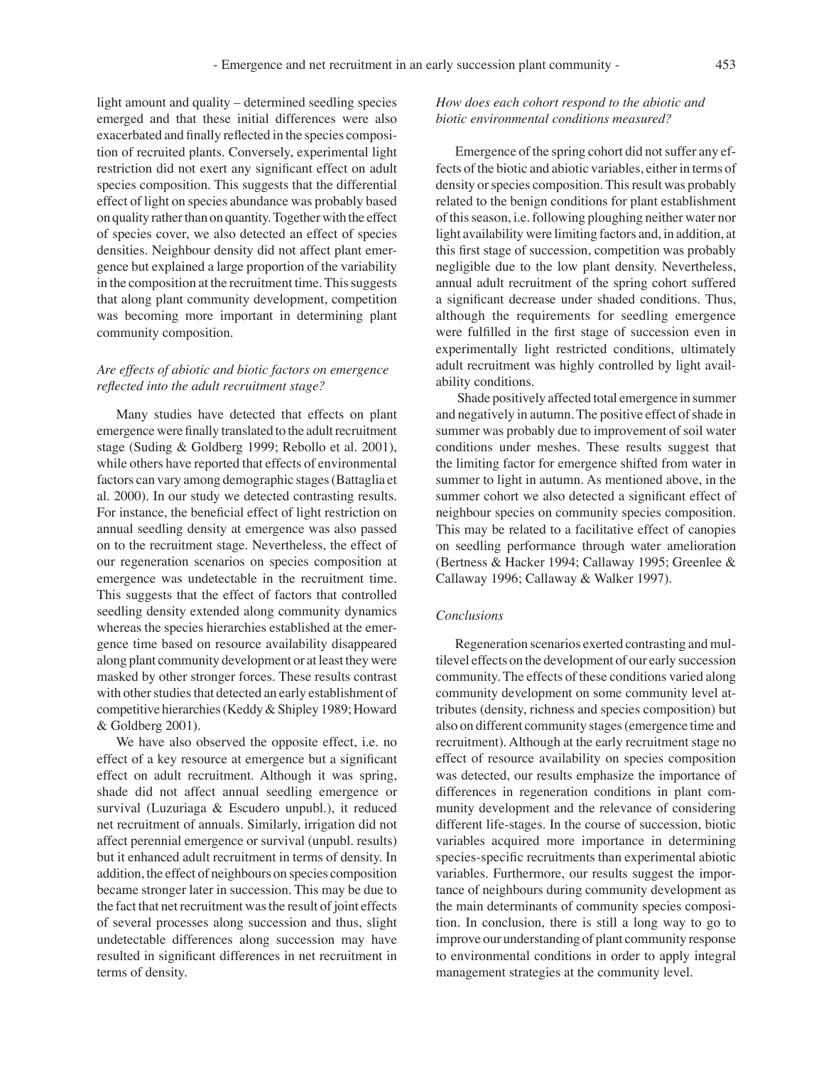light amount and quality – determined seedling species emerged and that these initial differences were also exacerbated and finally reflected in the species composition of recruited plants. Conversely, experimental light restriction did not exert any significant effect on adult species composition. This suggests that the differential effect of light on species abundance was probably based on quality rather than on quantity. Together with the effect of species cover, we also detected an effect of species densities. Neighbour density did not affect plant emergence but explained a large proportion of the variability in the composition at the recruitment time. This suggests that along plant community development, competition was becoming more important in determining plant community composition.

### *Are effects of abiotic and biotic factors on emergence reflected into the adult recruitment stage?*

Many studies have detected that effects on plant emergence were finally translated to the adult recruitment stage (Suding & Goldberg 1999; Rebollo et al. 2001), while others have reported that effects of environmental factors can vary among demographic stages (Battaglia et al. 2000). In our study we detected contrasting results. For instance, the beneficial effect of light restriction on annual seedling density at emergence was also passed on to the recruitment stage. Nevertheless, the effect of our regeneration scenarios on species composition at emergence was undetectable in the recruitment time. This suggests that the effect of factors that controlled seedling density extended along community dynamics whereas the species hierarchies established at the emergence time based on resource availability disappeared along plant community development or at least they were masked by other stronger forces. These results contrast with other studies that detected an early establishment of competitive hierarchies (Keddy & Shipley 1989; Howard & Goldberg 2001).

We have also observed the opposite effect, i.e. no effect of a key resource at emergence but a significant effect on adult recruitment. Although it was spring, shade did not affect annual seedling emergence or survival (Luzuriaga & Escudero unpubl.), it reduced net recruitment of annuals. Similarly, irrigation did not affect perennial emergence or survival (unpubl. results) but it enhanced adult recruitment in terms of density. In addition, the effect of neighbours on species composition became stronger later in succession. This may be due to the fact that net recruitment was the result of joint effects of several processes along succession and thus, slight undetectable differences along succession may have resulted in significant differences in net recruitment in terms of density.

### *How does each cohort respond to the abiotic and biotic environmental conditions measured?*

Emergence of the spring cohort did not suffer any effects of the biotic and abiotic variables, either in terms of density or species composition. This result was probably related to the benign conditions for plant establishment of this season, i.e. following ploughing neither water nor light availability were limiting factors and, in addition, at this first stage of succession, competition was probably negligible due to the low plant density. Nevertheless, annual adult recruitment of the spring cohort suffered a significant decrease under shaded conditions. Thus, although the requirements for seedling emergence were fulfilled in the first stage of succession even in experimentally light restricted conditions, ultimately adult recruitment was highly controlled by light availability conditions.

Shade positively affected total emergence in summer and negatively in autumn. The positive effect of shade in summer was probably due to improvement of soil water conditions under meshes. These results suggest that the limiting factor for emergence shifted from water in summer to light in autumn. As mentioned above, in the summer cohort we also detected a significant effect of neighbour species on community species composition. This may be related to a facilitative effect of canopies on seedling performance through water amelioration (Bertness & Hacker 1994; Callaway 1995; Greenlee & Callaway 1996; Callaway & Walker 1997).

### *Conclusions*

Regeneration scenarios exerted contrasting and multilevel effects on the development of our early succession community. The effects of these conditions varied along community development on some community level attributes (density, richness and species composition) but also on different community stages (emergence time and recruitment). Although at the early recruitment stage no effect of resource availability on species composition was detected, our results emphasize the importance of differences in regeneration conditions in plant community development and the relevance of considering different life-stages. In the course of succession, biotic variables acquired more importance in determining species-specific recruitments than experimental abiotic variables. Furthermore, our results suggest the importance of neighbours during community development as the main determinants of community species composition. In conclusion, there is still a long way to go to improve our understanding of plant community response to environmental conditions in order to apply integral management strategies at the community level.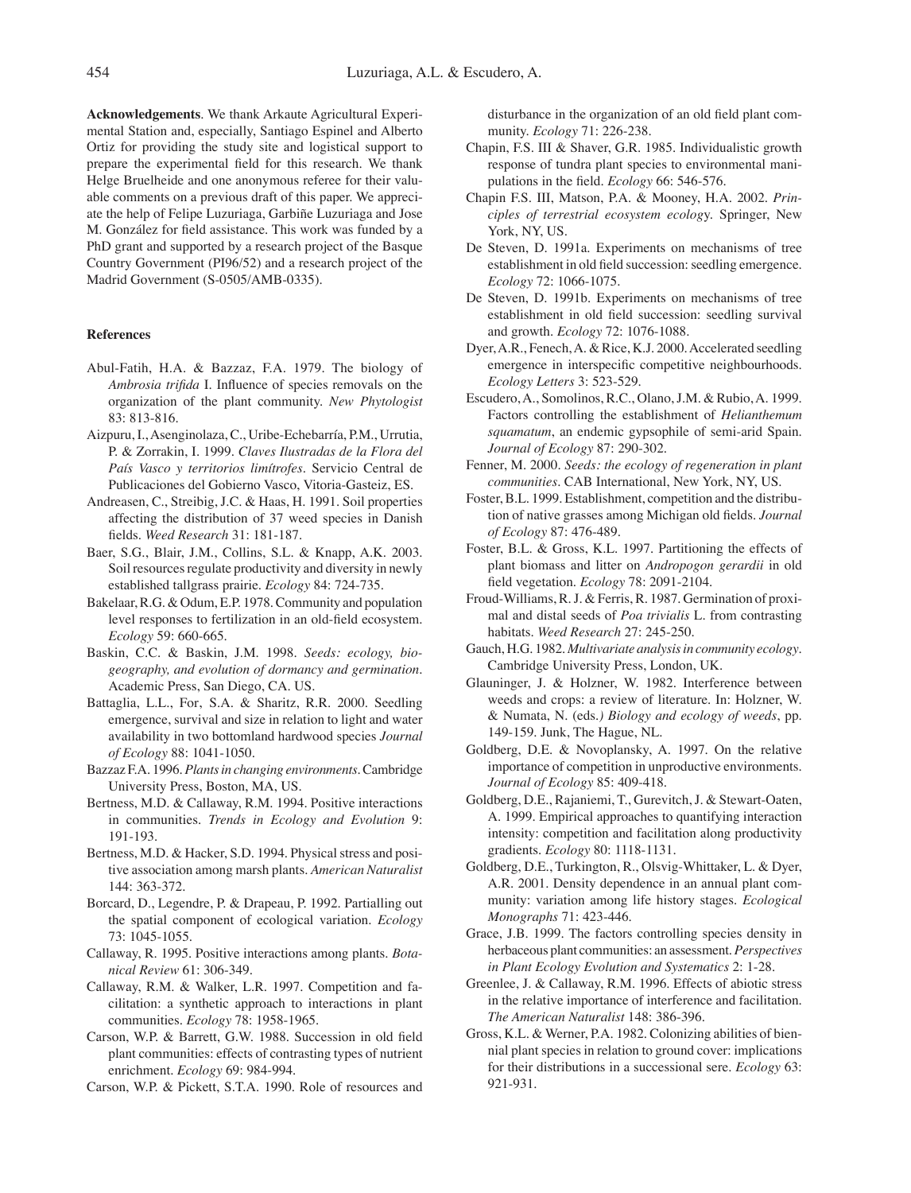**Acknowledgements**. We thank Arkaute Agricultural Experimental Station and, especially, Santiago Espinel and Alberto Ortiz for providing the study site and logistical support to prepare the experimental field for this research. We thank Helge Bruelheide and one anonymous referee for their valuable comments on a previous draft of this paper. We appreciate the help of Felipe Luzuriaga, Garbiñe Luzuriaga and Jose M. González for field assistance. This work was funded by a PhD grant and supported by a research project of the Basque Country Government (PI96/52) and a research project of the Madrid Government (S-0505/AMB-0335).

## References

Abul-Fatih, H.A. & Bazzaz, F.A. 1979. The biology of *Ambrosia trifida* I. Influence of species removals on the organization of the plant community. *New Phytologist* 83: 813-816.

Aizpuru, I., Asenginolaza, C., Uribe-Echebarría, P.M., Urrutia, P. & Zorrakin, I. 1999. *Claves Ilustradas de la Flora del País Vasco y territorios limítrofes*. Servicio Central de Publicaciones del Gobierno Vasco, Vitoria-Gasteiz, ES.

Andreasen, C., Streibig, J.C. & Haas, H. 1991. Soil properties affecting the distribution of 37 weed species in Danish fields. *Weed Research* 31: 181-187.

Baer, S.G., Blair, J.M., Collins, S.L. & Knapp, A.K. 2003. Soil resources regulate productivity and diversity in newly established tallgrass prairie. *Ecology* 84: 724-735.

Bakelaar, R.G. & Odum, E.P. 1978. Community and population level responses to fertilization in an old-field ecosystem. *Ecology* 59: 660-665.

Baskin, C.C. & Baskin, J.M. 1998. *Seeds: ecology, biogeography, and evolution of dormancy and germination*. Academic Press, San Diego, CA. US.

Battaglia, L.L., For, S.A. & Sharitz, R.R. 2000. Seedling emergence, survival and size in relation to light and water availability in two bottomland hardwood species *Journal of Ecology* 88: 1041-1050.

Bazzaz F.A. 1996. *Plants in changing environments*. Cambridge University Press, Boston, MA, US.

Bertness, M.D. & Callaway, R.M. 1994. Positive interactions in communities. *Trends in Ecology and Evolution* 9: 191-193.

Bertness, M.D. & Hacker, S.D. 1994. Physical stress and positive association among marsh plants. *American Naturalist* 144: 363-372.

Borcard, D., Legendre, P. & Drapeau, P. 1992. Partialling out the spatial component of ecological variation. *Ecology* 73: 1045-1055.

Callaway, R. 1995. Positive interactions among plants. *Botanical Review* 61: 306-349.

Callaway, R.M. & Walker, L.R. 1997. Competition and facilitation: a synthetic approach to interactions in plant communities. *Ecology* 78: 1958-1965.

Carson, W.P. & Barrett, G.W. 1988. Succession in old field plant communities: effects of contrasting types of nutrient enrichment. *Ecology* 69: 984-994.

Carson, W.P. & Pickett, S.T.A. 1990. Role of resources and disturbance in the organization of an old field plant community. *Ecology* 71: 226-238.

Chapin, F.S. III & Shaver, G.R. 1985. Individualistic growth response of tundra plant species to environmental manipulations in the field. *Ecology* 66: 546-576.

Chapin F.S. III, Matson, P.A. & Mooney, H.A. 2002. *Principles of terrestrial ecosystem ecology*. Springer, New York, NY, US.

De Steven, D. 1991a. Experiments on mechanisms of tree establishment in old field succession: seedling emergence. *Ecology* 72: 1066-1075.

De Steven, D. 1991b. Experiments on mechanisms of tree establishment in old field succession: seedling survival and growth. *Ecology* 72: 1076-1088.

Dyer, A.R., Fenech, A. & Rice, K.J. 2000. Accelerated seedling emergence in interspecific competitive neighbourhoods. *Ecology Letters* 3: 523-529.

Escudero, A., Somolinos, R.C., Olano, J.M. & Rubio, A. 1999. Factors controlling the establishment of *Helianthemum squamatum*, an endemic gypsophile of semi-arid Spain. *Journal of Ecology* 87: 290-302.

Fenner, M. 2000. *Seeds: the ecology of regeneration in plant communities*. CAB International, New York, NY, US.

Foster, B.L. 1999. Establishment, competition and the distribution of native grasses among Michigan old fields. *Journal of Ecology* 87: 476-489.

Foster, B.L. & Gross, K.L. 1997. Partitioning the effects of plant biomass and litter on *Andropogon gerardii* in old field vegetation. *Ecology* 78: 2091-2104.

Froud-Williams, R. J. & Ferris, R. 1987. Germination of proximal and distal seeds of *Poa trivialis* L. from contrasting habitats. *Weed Research* 27: 245-250.

Gauch, H.G. 1982. *Multivariate analysis in community ecology*. Cambridge University Press, London, UK.

Glauninger, J. & Holzner, W. 1982. Interference between weeds and crops: a review of literature. In: Holzner, W. & Numata, N. (eds.*) Biology and ecology of weeds*, pp. 149-159. Junk, The Hague, NL.

Goldberg, D.E. & Novoplansky, A. 1997. On the relative importance of competition in unproductive environments. *Journal of Ecology* 85: 409-418.

Goldberg, D.E., Rajaniemi, T., Gurevitch, J. & Stewart-Oaten, A. 1999. Empirical approaches to quantifying interaction intensity: competition and facilitation along productivity gradients. *Ecology* 80: 1118-1131.

Goldberg, D.E., Turkington, R., Olsvig-Whittaker, L. & Dyer, A.R. 2001. Density dependence in an annual plant community: variation among life history stages. *Ecological Monographs* 71: 423-446.

Grace, J.B. 1999. The factors controlling species density in herbaceous plant communities: an assessment. *Perspectives in Plant Ecology Evolution and Systematics* 2: 1-28.

Greenlee, J. & Callaway, R.M. 1996. Effects of abiotic stress in the relative importance of interference and facilitation. *The American Naturalist* 148: 386-396.

Gross, K.L. & Werner, P.A. 1982. Colonizing abilities of biennial plant species in relation to ground cover: implications for their distributions in a successional sere. *Ecology* 63: 921-931.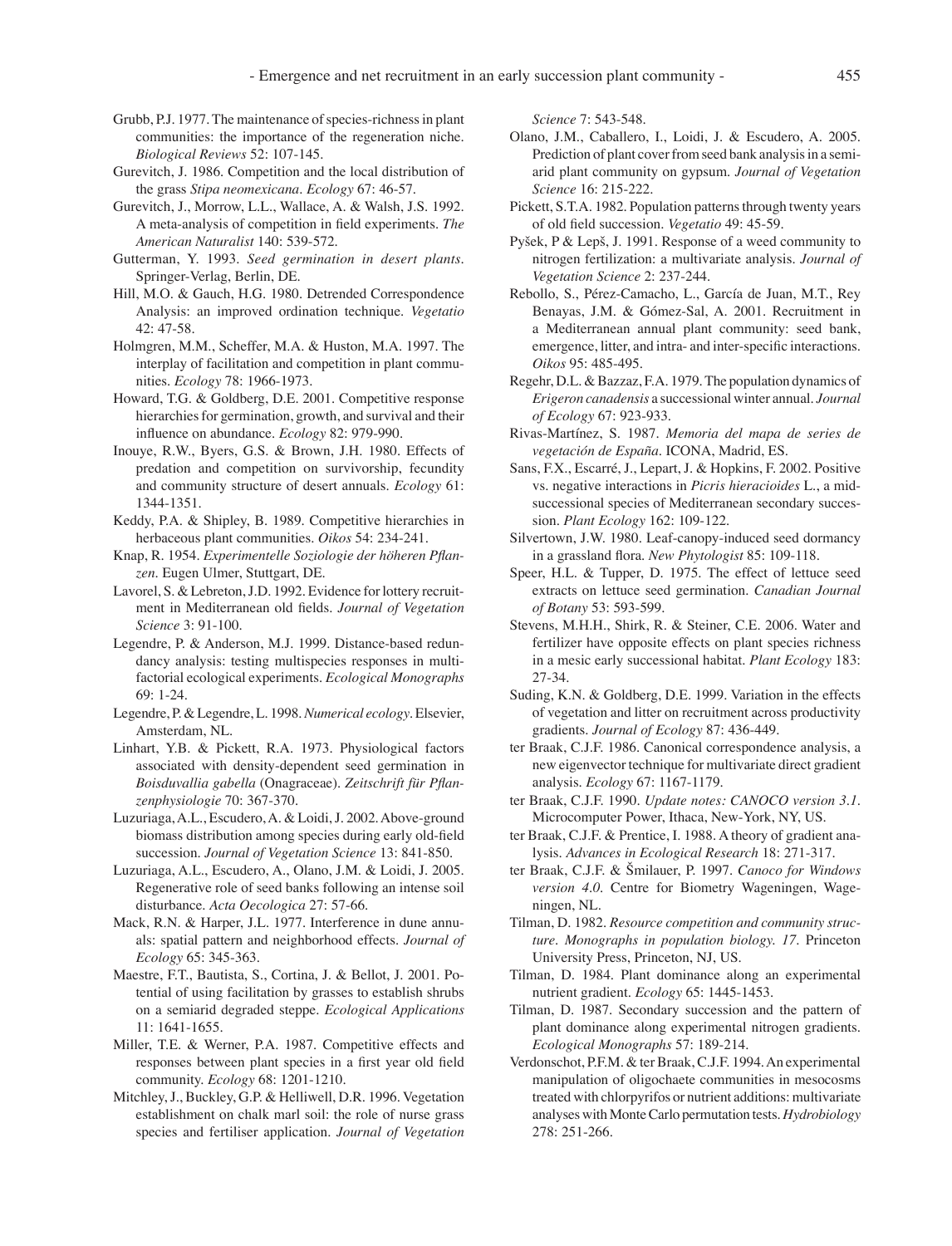Grubb, P.J. 1977. The maintenance of species-richness in plant communities: the importance of the regeneration niche. *Biological Reviews* 52: 107-145.

Gurevitch, J. 1986. Competition and the local distribution of the grass *Stipa neomexicana*. *Ecology* 67: 46-57.

Gurevitch, J., Morrow, L.L., Wallace, A. & Walsh, J.S. 1992. A meta-analysis of competition in field experiments. *The American Naturalist* 140: 539-572.

Gutterman, Y. 1993. *Seed germination in desert plants*. Springer-Verlag, Berlin, DE.

Hill, M.O. & Gauch, H.G. 1980. Detrended Correspondence Analysis: an improved ordination technique. *Vegetatio* 42: 47-58.

Holmgren, M.M., Scheffer, M.A. & Huston, M.A. 1997. The interplay of facilitation and competition in plant communities. *Ecology* 78: 1966-1973.

Howard, T.G. & Goldberg, D.E. 2001. Competitive response hierarchies for germination, growth, and survival and their influence on abundance. *Ecology* 82: 979-990.

Inouye, R.W., Byers, G.S. & Brown, J.H. 1980. Effects of predation and competition on survivorship, fecundity and community structure of desert annuals. *Ecology* 61: 1344-1351.

Keddy, P.A. & Shipley, B. 1989. Competitive hierarchies in herbaceous plant communities. *Oikos* 54: 234-241.

Knap, R. 1954. *Experimentelle Soziologie der höheren Pflanzen*. Eugen Ulmer, Stuttgart, DE.

Lavorel, S. & Lebreton, J.D. 1992. Evidence for lottery recruitment in Mediterranean old fields. *Journal of Vegetation Science* 3: 91-100.

Legendre, P. & Anderson, M.J. 1999. Distance-based redundancy analysis: testing multispecies responses in multifactorial ecological experiments. *Ecological Monographs* 69: 1-24.

Legendre, P. & Legendre, L. 1998. *Numerical ecology*. Elsevier, Amsterdam, NL.

Linhart, Y.B. & Pickett, R.A. 1973. Physiological factors associated with density-dependent seed germination in *Boisduvallia gabella* (Onagraceae). *Zeitschrift für Pflanzenphysiologie* 70: 367-370.

Luzuriaga, A.L., Escudero, A. & Loidi, J. 2002. Above-ground biomass distribution among species during early old-field succession. *Journal of Vegetation Science* 13: 841-850.

Luzuriaga, A.L., Escudero, A., Olano, J.M. & Loidi, J. 2005. Regenerative role of seed banks following an intense soil disturbance. *Acta Oecologica* 27: 57-66.

Mack, R.N. & Harper, J.L. 1977. Interference in dune annuals: spatial pattern and neighborhood effects. *Journal of Ecology* 65: 345-363.

Maestre, F.T., Bautista, S., Cortina, J. & Bellot, J. 2001. Potential of using facilitation by grasses to establish shrubs on a semiarid degraded steppe. *Ecological Applications* 11: 1641-1655.

Miller, T.E. & Werner, P.A. 1987. Competitive effects and responses between plant species in a first year old field community. *Ecology* 68: 1201-1210.

Mitchley, J., Buckley, G.P. & Helliwell, D.R. 1996. Vegetation establishment on chalk marl soil: the role of nurse grass species and fertiliser application. *Journal of Vegetation Science* 7: 543-548.

Olano, J.M., Caballero, I., Loidi, J. & Escudero, A. 2005. Prediction of plant cover from seed bank analysis in a semiarid plant community on gypsum. *Journal of Vegetation Science* 16: 215-222.

Pickett, S.T.A. 1982. Population patterns through twenty years of old field succession. *Vegetatio* 49: 45-59.

Pyšek, P & Lepš, J. 1991. Response of a weed community to nitrogen fertilization: a multivariate analysis. *Journal of Vegetation Science* 2: 237-244.

Rebollo, S., Pérez-Camacho, L., García de Juan, M.T., Rey Benayas, J.M. & Gómez-Sal, A. 2001. Recruitment in a Mediterranean annual plant community: seed bank, emergence, litter, and intra- and inter-specific interactions. *Oikos* 95: 485-495.

Regehr, D.L. & Bazzaz, F.A. 1979. The population dynamics of *Erigeron canadensis* a successional winter annual. *Journal of Ecology* 67: 923-933.

Rivas-Martínez, S. 1987. *Memoria del mapa de series de vegetación de España*. ICONA, Madrid, ES.

Sans, F.X., Escarré, J., Lepart, J. & Hopkins, F. 2002. Positive vs. negative interactions in *Picris hieracioides* L., a mid-successional species of Mediterranean secondary succession. *Plant Ecology* 162: 109-122.

Silvertown, J.W. 1980. Leaf-canopy-induced seed dormancy in a grassland flora. *New Phytologist* 85: 109-118.

Speer, H.L. & Tupper, D. 1975. The effect of lettuce seed extracts on lettuce seed germination. *Canadian Journal of Botany* 53: 593-599.

Stevens, M.H.H., Shirk, R. & Steiner, C.E. 2006. Water and fertilizer have opposite effects on plant species richness in a mesic early successional habitat. *Plant Ecology* 183: 27-34.

Suding, K.N. & Goldberg, D.E. 1999. Variation in the effects of vegetation and litter on recruitment across productivity gradients. *Journal of Ecology* 87: 436-449.

ter Braak, C.J.F. 1986. Canonical correspondence analysis, a new eigenvector technique for multivariate direct gradient analysis. *Ecology* 67: 1167-1179.

ter Braak, C.J.F. 1990. *Update notes: CANOCO version 3.1*. Microcomputer Power, Ithaca, New-York, NY, US.

ter Braak, C.J.F. & Prentice, I. 1988. A theory of gradient analysis. *Advances in Ecological Research* 18: 271-317.

ter Braak, C.J.F. & Šmilauer, P. 1997. *Canoco for Windows version 4.0*. Centre for Biometry Wageningen, Wageningen, NL.

Tilman, D. 1982. *Resource competition and community structure. Monographs in population biology. 17*. Princeton University Press, Princeton, NJ, US.

Tilman, D. 1984. Plant dominance along an experimental nutrient gradient. *Ecology* 65: 1445-1453.

Tilman, D. 1987. Secondary succession and the pattern of plant dominance along experimental nitrogen gradients. *Ecological Monographs* 57: 189-214.

Verdonschot, P.F.M. & ter Braak, C.J.F. 1994. An experimental manipulation of oligochaete communities in mesocosms treated with chlorpyrifos or nutrient additions: multivariate analyses with Monte Carlo permutation tests. *Hydrobiology* 278: 251-266.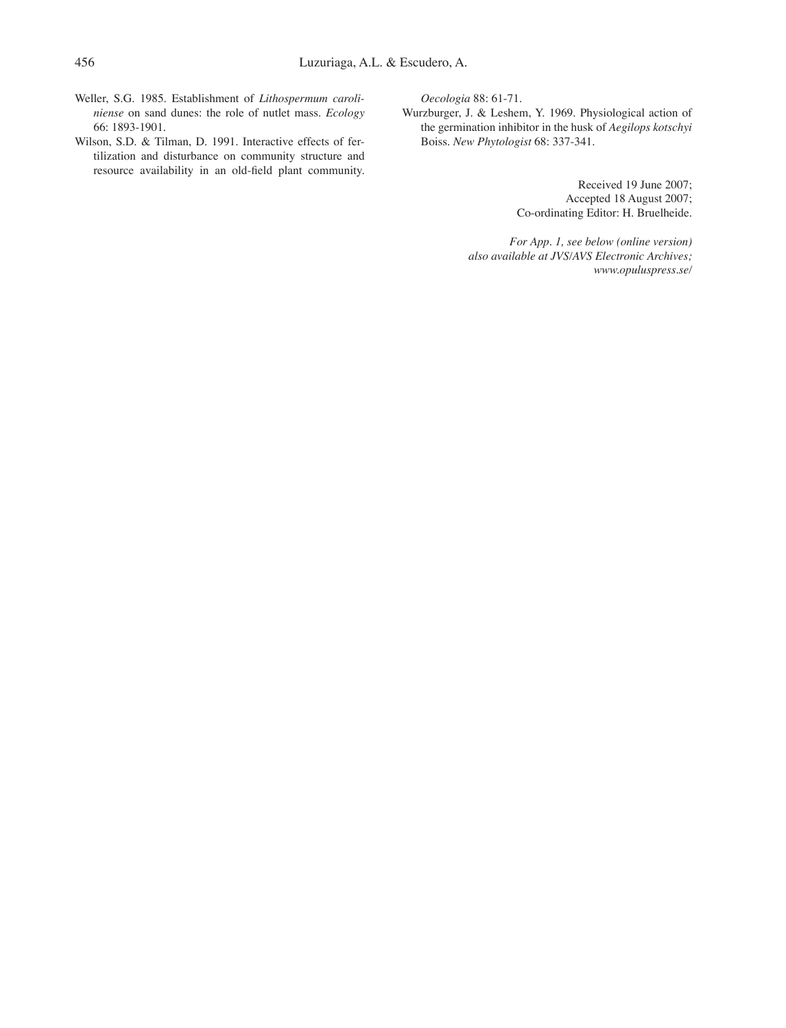Weller, S.G. 1985. Establishment of *Lithospermum caroliniense* on sand dunes: the role of nutlet mass. *Ecology* 66: 1893-1901.

Wilson, S.D. & Tilman, D. 1991. Interactive effects of fertilization and disturbance on community structure and resource availability in an old-field plant community. *Oecologia* 88: 61-71.

Wurzburger, J. & Leshem, Y. 1969. Physiological action of the germination inhibitor in the husk of *Aegilops kotschyi* Boiss. *New Phytologist* 68: 337-341.

Received 19 June 2007;
Accepted 18 August 2007;
Co-ordinating Editor: H. Bruelheide.

*For App. 1, see below (online version)*
*also available at JVS/AVS Electronic Archives;*
*www.opuluspress.se/*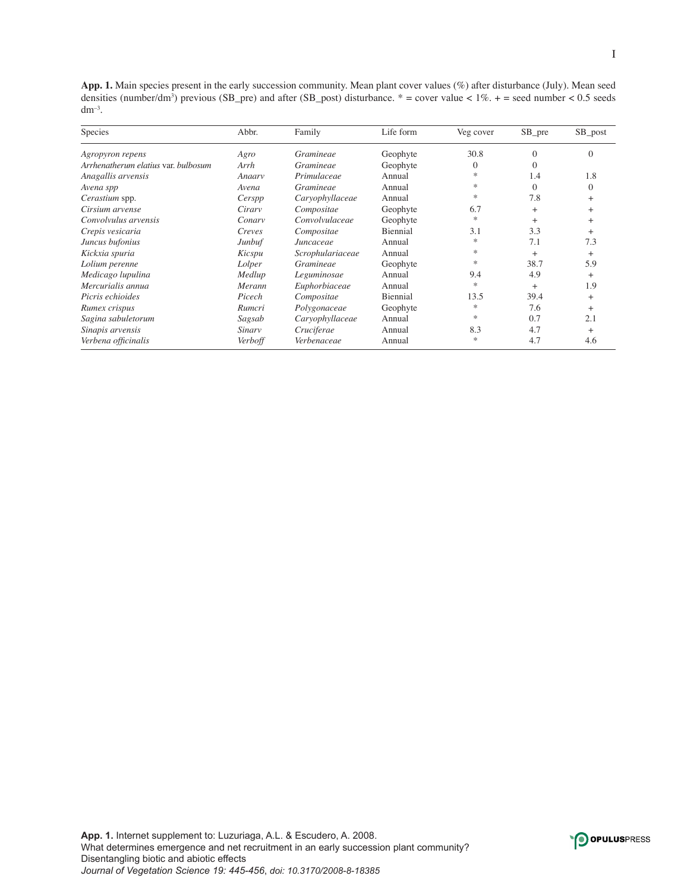**App. 1.** Main species present in the early succession community. Mean plant cover values (%) after disturbance (July). Mean seed densities (number/dm$^3$) previous (SB_pre) and after (SB_post) disturbance. * = cover value < 1%. + = seed number < 0.5 seeds dm$^{-3}$.

| Species | Abbr. | Family | Life form | Veg cover | SB_pre | SB_post |
|---|---|---|---|---|---|---|
| *Agropyron repens* | *Agro* | *Gramineae* | Geophyte | 30.8 | 0 | 0 |
| *Arrhenatherum elatius* var. *bulbosum* | *Arrh* | *Gramineae* | Geophyte | 0 | 0 | |
| *Anagallis arvensis* | *Anaarv* | *Primulaceae* | Annual | * | 1.4 | 1.8 |
| *Avena spp* | *Avena* | *Gramineae* | Annual | * | 0 | 0 |
| *Cerastium* spp. | *Cerspp* | *Caryophyllaceae* | Annual | * | 7.8 | + |
| *Cirsium arvense* | *Cirarv* | *Compositae* | Geophyte | 6.7 | + | + |
| *Convolvulus arvensis* | *Conarv* | *Convolvulaceae* | Geophyte | * | + | + |
| *Crepis vesicaria* | *Creves* | *Compositae* | Biennial | 3.1 | 3.3 | + |
| *Juncus bufonius* | *Junbuf* | *Juncaceae* | Annual | * | 7.1 | 7.3 |
| *Kickxia spuria* | *Kicspu* | *Scrophulariaceae* | Annual | * | + | + |
| *Lolium perenne* | *Lolper* | *Gramineae* | Geophyte | * | 38.7 | 5.9 |
| *Medicago lupulina* | *Medlup* | *Leguminosae* | Annual | 9.4 | 4.9 | + |
| *Mercurialis annua* | *Merann* | *Euphorbiaceae* | Annual | * | + | 1.9 |
| *Picris echioides* | *Picech* | *Compositae* | Biennial | 13.5 | 39.4 | + |
| *Rumex crispus* | *Rumcri* | *Polygonaceae* | Geophyte | * | 7.6 | + |
| *Sagina sabuletorum* | *Sagsab* | *Caryophyllaceae* | Annual | * | 0.7 | 2.1 |
| *Sinapis arvensis* | *Sinarv* | *Cruciferae* | Annual | 8.3 | 4.7 | + |
| *Verbena officinalis* | *Verboff* | *Verbenaceae* | Annual | * | 4.7 | 4.6 |

**App. 1.** Internet supplement to: Luzuriaga, A.L. & Escudero, A. 2008.
What determines emergence and net recruitment in an early succession plant community?
Disentangling biotic and abiotic effects
*Journal of Vegetation Science 19: 445-456, doi: 10.3170/2008-8-18385*